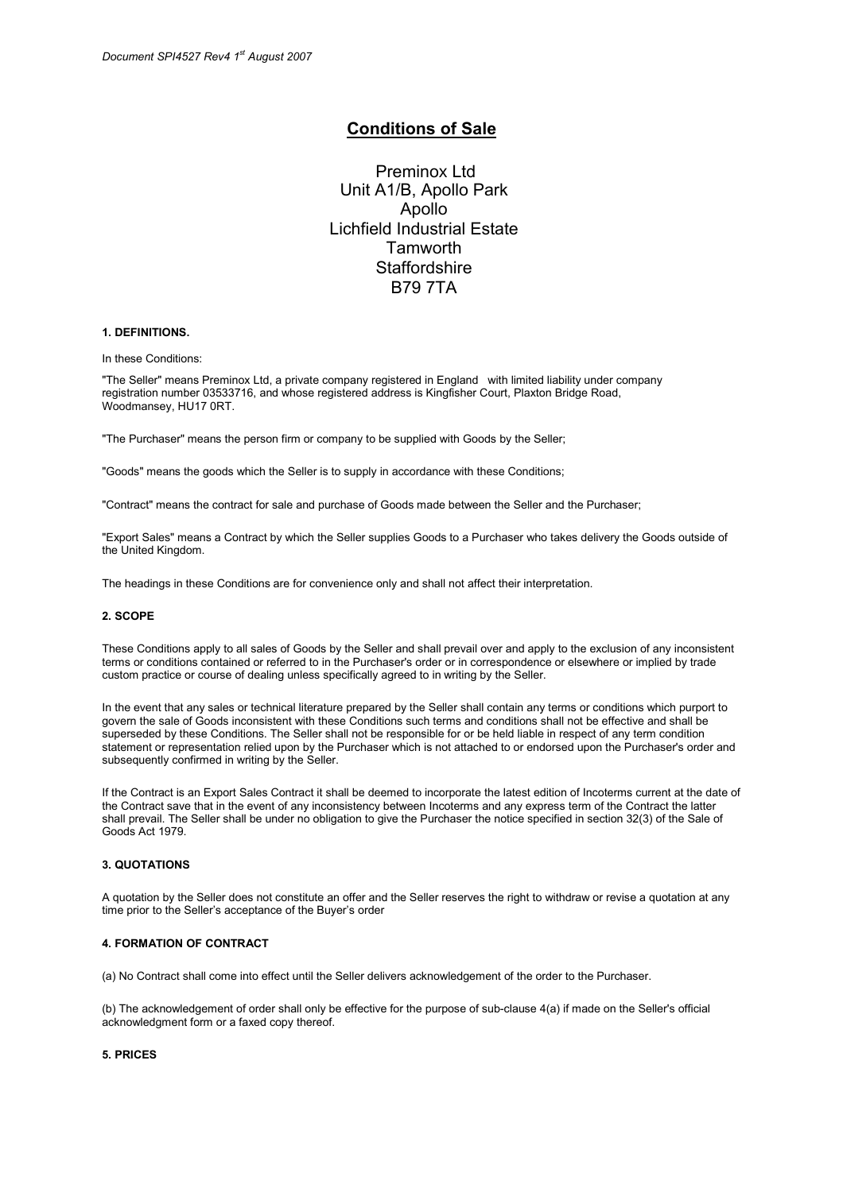*Document SPI4527 Rev4 1st August 2007*

# Conditions of Sale

Preminox Ltd
Unit A1/B, Apollo Park
Apollo
Lichfield Industrial Estate
Tamworth
Staffordshire
B79 7TA

### 1. DEFINITIONS.

In these Conditions:

"The Seller" means Preminox Ltd, a private company registered in England with limited liability under company registration number 03533716, and whose registered address is Kingfisher Court, Plaxton Bridge Road, Woodmansey, HU17 0RT.

"The Purchaser" means the person firm or company to be supplied with Goods by the Seller;

"Goods" means the goods which the Seller is to supply in accordance with these Conditions;

"Contract" means the contract for sale and purchase of Goods made between the Seller and the Purchaser;

"Export Sales" means a Contract by which the Seller supplies Goods to a Purchaser who takes delivery the Goods outside of the United Kingdom.

The headings in these Conditions are for convenience only and shall not affect their interpretation.

### 2. SCOPE

These Conditions apply to all sales of Goods by the Seller and shall prevail over and apply to the exclusion of any inconsistent terms or conditions contained or referred to in the Purchaser's order or in correspondence or elsewhere or implied by trade custom practice or course of dealing unless specifically agreed to in writing by the Seller.

In the event that any sales or technical literature prepared by the Seller shall contain any terms or conditions which purport to govern the sale of Goods inconsistent with these Conditions such terms and conditions shall not be effective and shall be superseded by these Conditions. The Seller shall not be responsible for or be held liable in respect of any term condition statement or representation relied upon by the Purchaser which is not attached to or endorsed upon the Purchaser's order and subsequently confirmed in writing by the Seller.

If the Contract is an Export Sales Contract it shall be deemed to incorporate the latest edition of Incoterms current at the date of the Contract save that in the event of any inconsistency between Incoterms and any express term of the Contract the latter shall prevail. The Seller shall be under no obligation to give the Purchaser the notice specified in section 32(3) of the Sale of Goods Act 1979.

### 3. QUOTATIONS

A quotation by the Seller does not constitute an offer and the Seller reserves the right to withdraw or revise a quotation at any time prior to the Seller's acceptance of the Buyer's order

### 4. FORMATION OF CONTRACT

(a) No Contract shall come into effect until the Seller delivers acknowledgement of the order to the Purchaser.

(b) The acknowledgement of order shall only be effective for the purpose of sub-clause 4(a) if made on the Seller's official acknowledgment form or a faxed copy thereof.

### 5. PRICES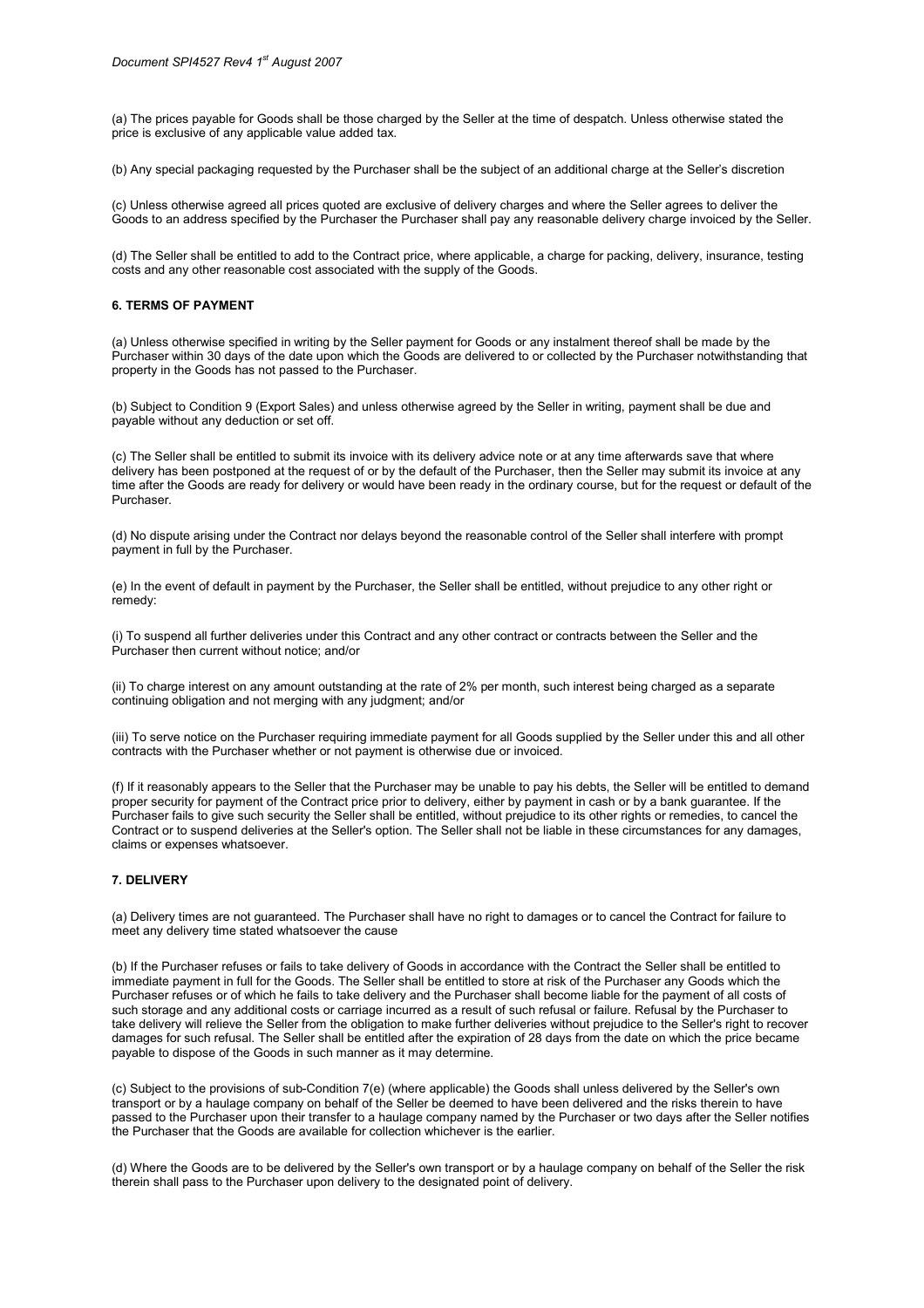(a) The prices payable for Goods shall be those charged by the Seller at the time of despatch. Unless otherwise stated the price is exclusive of any applicable value added tax.

(b) Any special packaging requested by the Purchaser shall be the subject of an additional charge at the Seller's discretion

(c) Unless otherwise agreed all prices quoted are exclusive of delivery charges and where the Seller agrees to deliver the Goods to an address specified by the Purchaser the Purchaser shall pay any reasonable delivery charge invoiced by the Seller.

(d) The Seller shall be entitled to add to the Contract price, where applicable, a charge for packing, delivery, insurance, testing costs and any other reasonable cost associated with the supply of the Goods.

### 6. TERMS OF PAYMENT

(a) Unless otherwise specified in writing by the Seller payment for Goods or any instalment thereof shall be made by the Purchaser within 30 days of the date upon which the Goods are delivered to or collected by the Purchaser notwithstanding that property in the Goods has not passed to the Purchaser.

(b) Subject to Condition 9 (Export Sales) and unless otherwise agreed by the Seller in writing, payment shall be due and payable without any deduction or set off.

(c) The Seller shall be entitled to submit its invoice with its delivery advice note or at any time afterwards save that where delivery has been postponed at the request of or by the default of the Purchaser, then the Seller may submit its invoice at any time after the Goods are ready for delivery or would have been ready in the ordinary course, but for the request or default of the Purchaser.

(d) No dispute arising under the Contract nor delays beyond the reasonable control of the Seller shall interfere with prompt payment in full by the Purchaser.

(e) In the event of default in payment by the Purchaser, the Seller shall be entitled, without prejudice to any other right or remedy:

(i) To suspend all further deliveries under this Contract and any other contract or contracts between the Seller and the Purchaser then current without notice; and/or

(ii) To charge interest on any amount outstanding at the rate of 2% per month, such interest being charged as a separate continuing obligation and not merging with any judgment; and/or

(iii) To serve notice on the Purchaser requiring immediate payment for all Goods supplied by the Seller under this and all other contracts with the Purchaser whether or not payment is otherwise due or invoiced.

(f) If it reasonably appears to the Seller that the Purchaser may be unable to pay his debts, the Seller will be entitled to demand proper security for payment of the Contract price prior to delivery, either by payment in cash or by a bank guarantee. If the Purchaser fails to give such security the Seller shall be entitled, without prejudice to its other rights or remedies, to cancel the Contract or to suspend deliveries at the Seller's option. The Seller shall not be liable in these circumstances for any damages, claims or expenses whatsoever.

### 7. DELIVERY

(a) Delivery times are not guaranteed. The Purchaser shall have no right to damages or to cancel the Contract for failure to meet any delivery time stated whatsoever the cause

(b) If the Purchaser refuses or fails to take delivery of Goods in accordance with the Contract the Seller shall be entitled to immediate payment in full for the Goods. The Seller shall be entitled to store at risk of the Purchaser any Goods which the Purchaser refuses or of which he fails to take delivery and the Purchaser shall become liable for the payment of all costs of such storage and any additional costs or carriage incurred as a result of such refusal or failure. Refusal by the Purchaser to take delivery will relieve the Seller from the obligation to make further deliveries without prejudice to the Seller's right to recover damages for such refusal. The Seller shall be entitled after the expiration of 28 days from the date on which the price became payable to dispose of the Goods in such manner as it may determine.

(c) Subject to the provisions of sub-Condition 7(e) (where applicable) the Goods shall unless delivered by the Seller's own transport or by a haulage company on behalf of the Seller be deemed to have been delivered and the risks therein to have passed to the Purchaser upon their transfer to a haulage company named by the Purchaser or two days after the Seller notifies the Purchaser that the Goods are available for collection whichever is the earlier.

(d) Where the Goods are to be delivered by the Seller's own transport or by a haulage company on behalf of the Seller the risk therein shall pass to the Purchaser upon delivery to the designated point of delivery.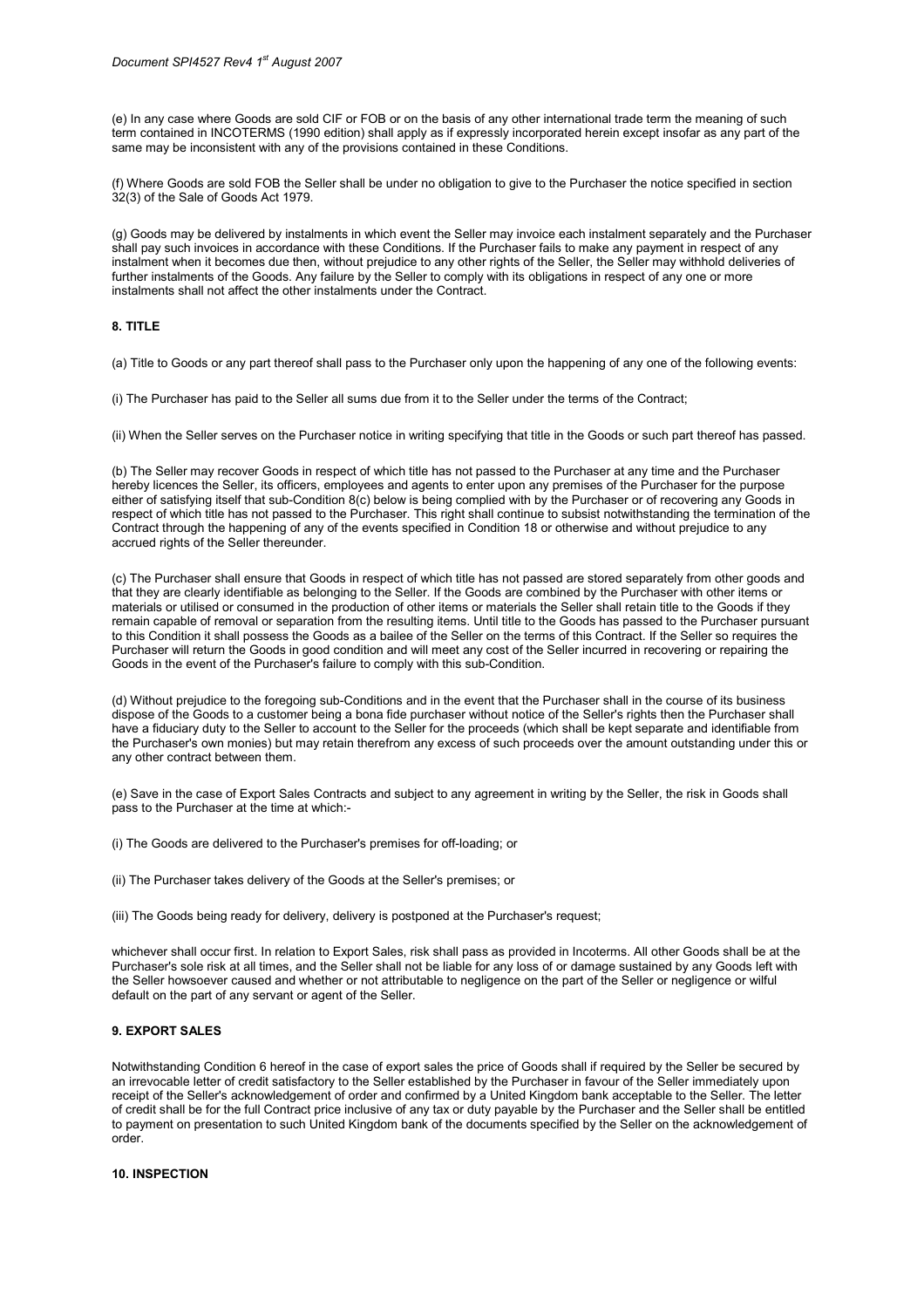(e) In any case where Goods are sold CIF or FOB or on the basis of any other international trade term the meaning of such term contained in INCOTERMS (1990 edition) shall apply as if expressly incorporated herein except insofar as any part of the same may be inconsistent with any of the provisions contained in these Conditions.

(f) Where Goods are sold FOB the Seller shall be under no obligation to give to the Purchaser the notice specified in section 32(3) of the Sale of Goods Act 1979.

(g) Goods may be delivered by instalments in which event the Seller may invoice each instalment separately and the Purchaser shall pay such invoices in accordance with these Conditions. If the Purchaser fails to make any payment in respect of any instalment when it becomes due then, without prejudice to any other rights of the Seller, the Seller may withhold deliveries of further instalments of the Goods. Any failure by the Seller to comply with its obligations in respect of any one or more instalments shall not affect the other instalments under the Contract.

**8. TITLE**

(a) Title to Goods or any part thereof shall pass to the Purchaser only upon the happening of any one of the following events:

(i) The Purchaser has paid to the Seller all sums due from it to the Seller under the terms of the Contract;

(ii) When the Seller serves on the Purchaser notice in writing specifying that title in the Goods or such part thereof has passed.

(b) The Seller may recover Goods in respect of which title has not passed to the Purchaser at any time and the Purchaser hereby licences the Seller, its officers, employees and agents to enter upon any premises of the Purchaser for the purpose either of satisfying itself that sub-Condition 8(c) below is being complied with by the Purchaser or of recovering any Goods in respect of which title has not passed to the Purchaser. This right shall continue to subsist notwithstanding the termination of the Contract through the happening of any of the events specified in Condition 18 or otherwise and without prejudice to any accrued rights of the Seller thereunder.

(c) The Purchaser shall ensure that Goods in respect of which title has not passed are stored separately from other goods and that they are clearly identifiable as belonging to the Seller. If the Goods are combined by the Purchaser with other items or materials or utilised or consumed in the production of other items or materials the Seller shall retain title to the Goods if they remain capable of removal or separation from the resulting items. Until title to the Goods has passed to the Purchaser pursuant to this Condition it shall possess the Goods as a bailee of the Seller on the terms of this Contract. If the Seller so requires the Purchaser will return the Goods in good condition and will meet any cost of the Seller incurred in recovering or repairing the Goods in the event of the Purchaser's failure to comply with this sub-Condition.

(d) Without prejudice to the foregoing sub-Conditions and in the event that the Purchaser shall in the course of its business dispose of the Goods to a customer being a bona fide purchaser without notice of the Seller's rights then the Purchaser shall have a fiduciary duty to the Seller to account to the Seller for the proceeds (which shall be kept separate and identifiable from the Purchaser's own monies) but may retain therefrom any excess of such proceeds over the amount outstanding under this or any other contract between them.

(e) Save in the case of Export Sales Contracts and subject to any agreement in writing by the Seller, the risk in Goods shall pass to the Purchaser at the time at which:-

(i) The Goods are delivered to the Purchaser's premises for off-loading; or

(ii) The Purchaser takes delivery of the Goods at the Seller's premises; or

(iii) The Goods being ready for delivery, delivery is postponed at the Purchaser's request;

whichever shall occur first. In relation to Export Sales, risk shall pass as provided in Incoterms. All other Goods shall be at the Purchaser's sole risk at all times, and the Seller shall not be liable for any loss of or damage sustained by any Goods left with the Seller howsoever caused and whether or not attributable to negligence on the part of the Seller or negligence or wilful default on the part of any servant or agent of the Seller.

**9. EXPORT SALES**

Notwithstanding Condition 6 hereof in the case of export sales the price of Goods shall if required by the Seller be secured by an irrevocable letter of credit satisfactory to the Seller established by the Purchaser in favour of the Seller immediately upon receipt of the Seller's acknowledgement of order and confirmed by a United Kingdom bank acceptable to the Seller. The letter of credit shall be for the full Contract price inclusive of any tax or duty payable by the Purchaser and the Seller shall be entitled to payment on presentation to such United Kingdom bank of the documents specified by the Seller on the acknowledgement of order.

**10. INSPECTION**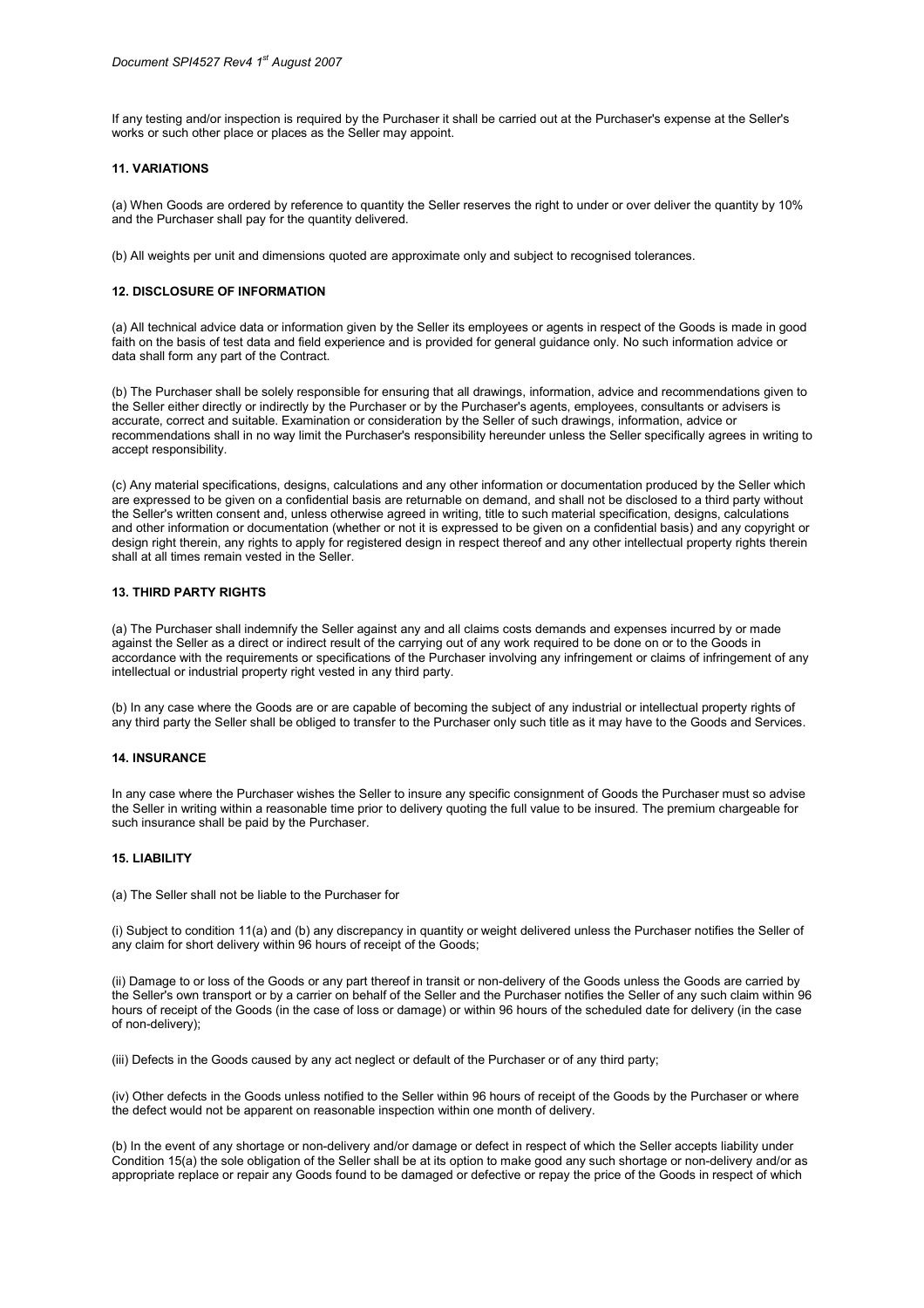If any testing and/or inspection is required by the Purchaser it shall be carried out at the Purchaser's expense at the Seller's works or such other place or places as the Seller may appoint.

#### 11. VARIATIONS

(a) When Goods are ordered by reference to quantity the Seller reserves the right to under or over deliver the quantity by 10% and the Purchaser shall pay for the quantity delivered.

(b) All weights per unit and dimensions quoted are approximate only and subject to recognised tolerances.

#### 12. DISCLOSURE OF INFORMATION

(a) All technical advice data or information given by the Seller its employees or agents in respect of the Goods is made in good faith on the basis of test data and field experience and is provided for general guidance only. No such information advice or data shall form any part of the Contract.

(b) The Purchaser shall be solely responsible for ensuring that all drawings, information, advice and recommendations given to the Seller either directly or indirectly by the Purchaser or by the Purchaser's agents, employees, consultants or advisers is accurate, correct and suitable. Examination or consideration by the Seller of such drawings, information, advice or recommendations shall in no way limit the Purchaser's responsibility hereunder unless the Seller specifically agrees in writing to accept responsibility.

(c) Any material specifications, designs, calculations and any other information or documentation produced by the Seller which are expressed to be given on a confidential basis are returnable on demand, and shall not be disclosed to a third party without the Seller's written consent and, unless otherwise agreed in writing, title to such material specification, designs, calculations and other information or documentation (whether or not it is expressed to be given on a confidential basis) and any copyright or design right therein, any rights to apply for registered design in respect thereof and any other intellectual property rights therein shall at all times remain vested in the Seller.

#### 13. THIRD PARTY RIGHTS

(a) The Purchaser shall indemnify the Seller against any and all claims costs demands and expenses incurred by or made against the Seller as a direct or indirect result of the carrying out of any work required to be done on or to the Goods in accordance with the requirements or specifications of the Purchaser involving any infringement or claims of infringement of any intellectual or industrial property right vested in any third party.

(b) In any case where the Goods are or are capable of becoming the subject of any industrial or intellectual property rights of any third party the Seller shall be obliged to transfer to the Purchaser only such title as it may have to the Goods and Services.

#### 14. INSURANCE

In any case where the Purchaser wishes the Seller to insure any specific consignment of Goods the Purchaser must so advise the Seller in writing within a reasonable time prior to delivery quoting the full value to be insured. The premium chargeable for such insurance shall be paid by the Purchaser.

#### 15. LIABILITY

(a) The Seller shall not be liable to the Purchaser for

(i) Subject to condition 11(a) and (b) any discrepancy in quantity or weight delivered unless the Purchaser notifies the Seller of any claim for short delivery within 96 hours of receipt of the Goods;

(ii) Damage to or loss of the Goods or any part thereof in transit or non-delivery of the Goods unless the Goods are carried by the Seller's own transport or by a carrier on behalf of the Seller and the Purchaser notifies the Seller of any such claim within 96 hours of receipt of the Goods (in the case of loss or damage) or within 96 hours of the scheduled date for delivery (in the case of non-delivery);

(iii) Defects in the Goods caused by any act neglect or default of the Purchaser or of any third party;

(iv) Other defects in the Goods unless notified to the Seller within 96 hours of receipt of the Goods by the Purchaser or where the defect would not be apparent on reasonable inspection within one month of delivery.

(b) In the event of any shortage or non-delivery and/or damage or defect in respect of which the Seller accepts liability under Condition 15(a) the sole obligation of the Seller shall be at its option to make good any such shortage or non-delivery and/or as appropriate replace or repair any Goods found to be damaged or defective or repay the price of the Goods in respect of which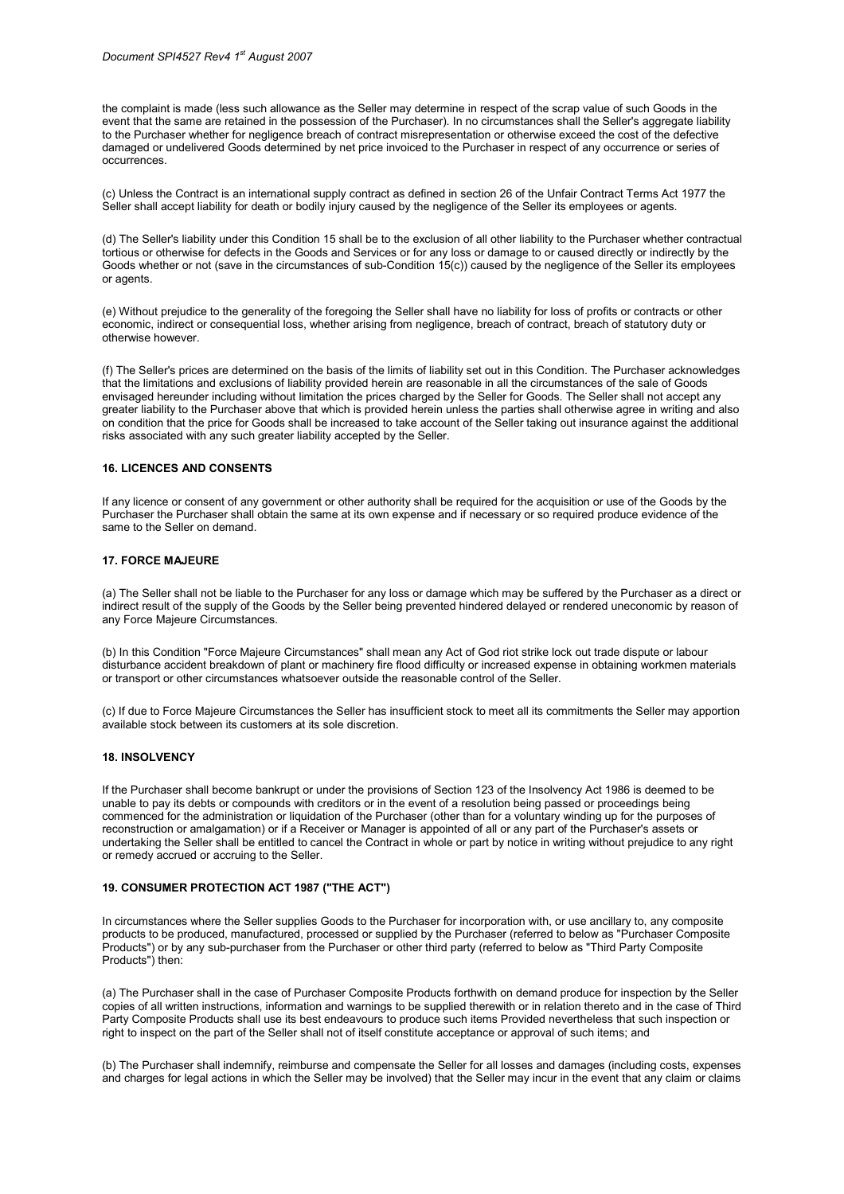the complaint is made (less such allowance as the Seller may determine in respect of the scrap value of such Goods in the event that the same are retained in the possession of the Purchaser). In no circumstances shall the Seller's aggregate liability to the Purchaser whether for negligence breach of contract misrepresentation or otherwise exceed the cost of the defective damaged or undelivered Goods determined by net price invoiced to the Purchaser in respect of any occurrence or series of occurrences.

(c) Unless the Contract is an international supply contract as defined in section 26 of the Unfair Contract Terms Act 1977 the Seller shall accept liability for death or bodily injury caused by the negligence of the Seller its employees or agents.

(d) The Seller's liability under this Condition 15 shall be to the exclusion of all other liability to the Purchaser whether contractual tortious or otherwise for defects in the Goods and Services or for any loss or damage to or caused directly or indirectly by the Goods whether or not (save in the circumstances of sub-Condition 15(c)) caused by the negligence of the Seller its employees or agents.

(e) Without prejudice to the generality of the foregoing the Seller shall have no liability for loss of profits or contracts or other economic, indirect or consequential loss, whether arising from negligence, breach of contract, breach of statutory duty or otherwise however.

(f) The Seller's prices are determined on the basis of the limits of liability set out in this Condition. The Purchaser acknowledges that the limitations and exclusions of liability provided herein are reasonable in all the circumstances of the sale of Goods envisaged hereunder including without limitation the prices charged by the Seller for Goods. The Seller shall not accept any greater liability to the Purchaser above that which is provided herein unless the parties shall otherwise agree in writing and also on condition that the price for Goods shall be increased to take account of the Seller taking out insurance against the additional risks associated with any such greater liability accepted by the Seller.

### 16. LICENCES AND CONSENTS

If any licence or consent of any government or other authority shall be required for the acquisition or use of the Goods by the Purchaser the Purchaser shall obtain the same at its own expense and if necessary or so required produce evidence of the same to the Seller on demand.

### 17. FORCE MAJEURE

(a) The Seller shall not be liable to the Purchaser for any loss or damage which may be suffered by the Purchaser as a direct or indirect result of the supply of the Goods by the Seller being prevented hindered delayed or rendered uneconomic by reason of any Force Majeure Circumstances.

(b) In this Condition "Force Majeure Circumstances" shall mean any Act of God riot strike lock out trade dispute or labour disturbance accident breakdown of plant or machinery fire flood difficulty or increased expense in obtaining workmen materials or transport or other circumstances whatsoever outside the reasonable control of the Seller.

(c) If due to Force Majeure Circumstances the Seller has insufficient stock to meet all its commitments the Seller may apportion available stock between its customers at its sole discretion.

### 18. INSOLVENCY

If the Purchaser shall become bankrupt or under the provisions of Section 123 of the Insolvency Act 1986 is deemed to be unable to pay its debts or compounds with creditors or in the event of a resolution being passed or proceedings being commenced for the administration or liquidation of the Purchaser (other than for a voluntary winding up for the purposes of reconstruction or amalgamation) or if a Receiver or Manager is appointed of all or any part of the Purchaser's assets or undertaking the Seller shall be entitled to cancel the Contract in whole or part by notice in writing without prejudice to any right or remedy accrued or accruing to the Seller.

### 19. CONSUMER PROTECTION ACT 1987 ("THE ACT")

In circumstances where the Seller supplies Goods to the Purchaser for incorporation with, or use ancillary to, any composite products to be produced, manufactured, processed or supplied by the Purchaser (referred to below as "Purchaser Composite Products") or by any sub-purchaser from the Purchaser or other third party (referred to below as "Third Party Composite Products") then:

(a) The Purchaser shall in the case of Purchaser Composite Products forthwith on demand produce for inspection by the Seller copies of all written instructions, information and warnings to be supplied therewith or in relation thereto and in the case of Third Party Composite Products shall use its best endeavours to produce such items Provided nevertheless that such inspection or right to inspect on the part of the Seller shall not of itself constitute acceptance or approval of such items; and

(b) The Purchaser shall indemnify, reimburse and compensate the Seller for all losses and damages (including costs, expenses and charges for legal actions in which the Seller may be involved) that the Seller may incur in the event that any claim or claims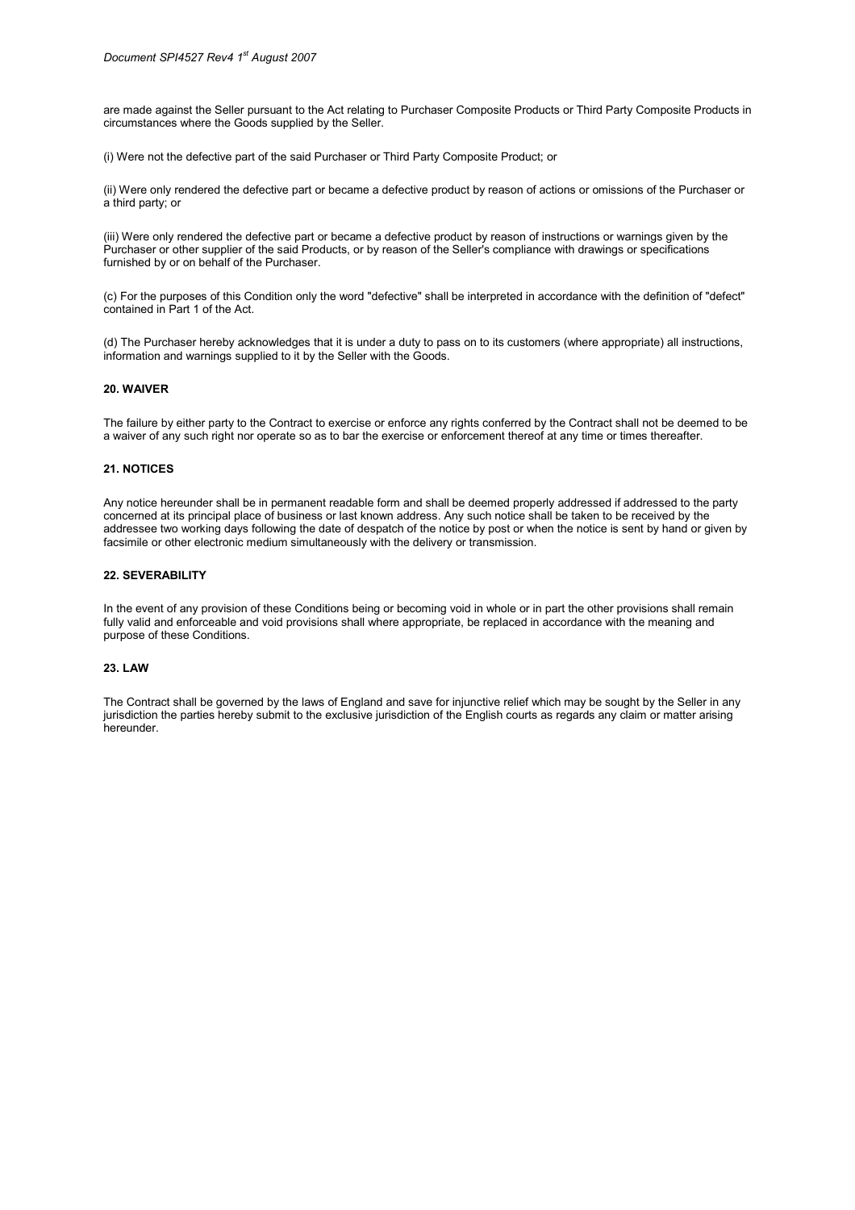are made against the Seller pursuant to the Act relating to Purchaser Composite Products or Third Party Composite Products in circumstances where the Goods supplied by the Seller.

(i) Were not the defective part of the said Purchaser or Third Party Composite Product; or

(ii) Were only rendered the defective part or became a defective product by reason of actions or omissions of the Purchaser or a third party; or

(iii) Were only rendered the defective part or became a defective product by reason of instructions or warnings given by the Purchaser or other supplier of the said Products, or by reason of the Seller's compliance with drawings or specifications furnished by or on behalf of the Purchaser.

(c) For the purposes of this Condition only the word "defective" shall be interpreted in accordance with the definition of "defect" contained in Part 1 of the Act.

(d) The Purchaser hereby acknowledges that it is under a duty to pass on to its customers (where appropriate) all instructions, information and warnings supplied to it by the Seller with the Goods.

#### 20. WAIVER

The failure by either party to the Contract to exercise or enforce any rights conferred by the Contract shall not be deemed to be a waiver of any such right nor operate so as to bar the exercise or enforcement thereof at any time or times thereafter.

#### 21. NOTICES

Any notice hereunder shall be in permanent readable form and shall be deemed properly addressed if addressed to the party concerned at its principal place of business or last known address. Any such notice shall be taken to be received by the addressee two working days following the date of despatch of the notice by post or when the notice is sent by hand or given by facsimile or other electronic medium simultaneously with the delivery or transmission.

#### 22. SEVERABILITY

In the event of any provision of these Conditions being or becoming void in whole or in part the other provisions shall remain fully valid and enforceable and void provisions shall where appropriate, be replaced in accordance with the meaning and purpose of these Conditions.

#### 23. LAW

The Contract shall be governed by the laws of England and save for injunctive relief which may be sought by the Seller in any jurisdiction the parties hereby submit to the exclusive jurisdiction of the English courts as regards any claim or matter arising hereunder.